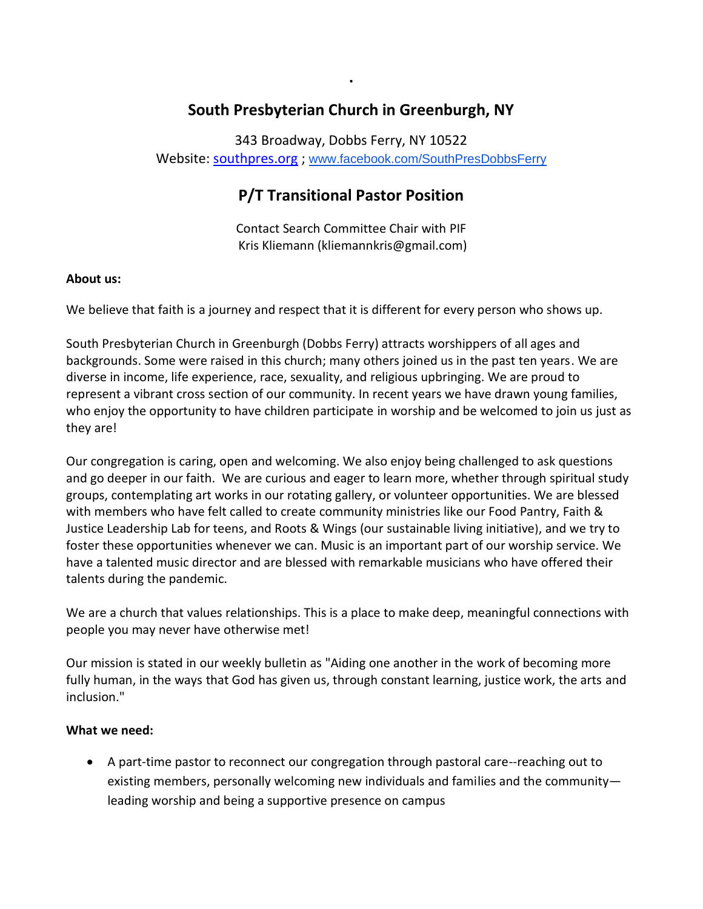## South Presbyterian Church in Greenburgh, NY

343 Broadway, Dobbs Ferry, NY 10522
Website: southpres.org ; www.facebook.com/SouthPresDobbsFerry

## P/T Transitional Pastor Position

Contact Search Committee Chair with PIF
Kris Kliemann (kliemannkris@gmail.com)

**About us:**

We believe that faith is a journey and respect that it is different for every person who shows up.

South Presbyterian Church in Greenburgh (Dobbs Ferry) attracts worshippers of all ages and backgrounds. Some were raised in this church; many others joined us in the past ten years. We are diverse in income, life experience, race, sexuality, and religious upbringing. We are proud to represent a vibrant cross section of our community. In recent years we have drawn young families, who enjoy the opportunity to have children participate in worship and be welcomed to join us just as they are!

Our congregation is caring, open and welcoming. We also enjoy being challenged to ask questions and go deeper in our faith. We are curious and eager to learn more, whether through spiritual study groups, contemplating art works in our rotating gallery, or volunteer opportunities. We are blessed with members who have felt called to create community ministries like our Food Pantry, Faith & Justice Leadership Lab for teens, and Roots & Wings (our sustainable living initiative), and we try to foster these opportunities whenever we can. Music is an important part of our worship service. We have a talented music director and are blessed with remarkable musicians who have offered their talents during the pandemic.

We are a church that values relationships. This is a place to make deep, meaningful connections with people you may never have otherwise met!

Our mission is stated in our weekly bulletin as "Aiding one another in the work of becoming more fully human, in the ways that God has given us, through constant learning, justice work, the arts and inclusion."

**What we need:**

- A part-time pastor to reconnect our congregation through pastoral care--reaching out to existing members, personally welcoming new individuals and families and the community—leading worship and being a supportive presence on campus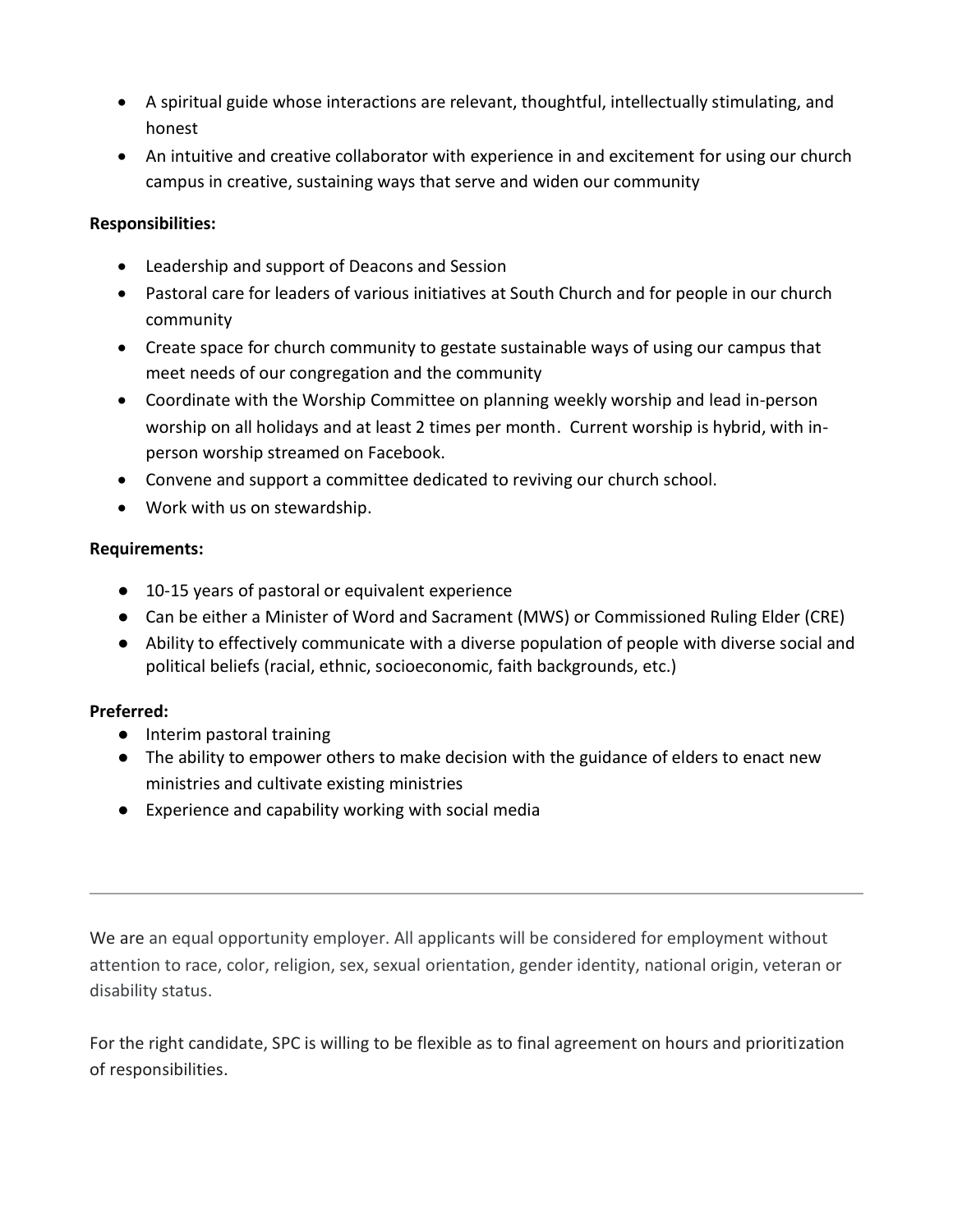- A spiritual guide whose interactions are relevant, thoughtful, intellectually stimulating, and honest
- An intuitive and creative collaborator with experience in and excitement for using our church campus in creative, sustaining ways that serve and widen our community

**Responsibilities:**

- Leadership and support of Deacons and Session
- Pastoral care for leaders of various initiatives at South Church and for people in our church community
- Create space for church community to gestate sustainable ways of using our campus that meet needs of our congregation and the community
- Coordinate with the Worship Committee on planning weekly worship and lead in-person worship on all holidays and at least 2 times per month. Current worship is hybrid, with in-person worship streamed on Facebook.
- Convene and support a committee dedicated to reviving our church school.
- Work with us on stewardship.

**Requirements:**

- 10-15 years of pastoral or equivalent experience
- Can be either a Minister of Word and Sacrament (MWS) or Commissioned Ruling Elder (CRE)
- Ability to effectively communicate with a diverse population of people with diverse social and political beliefs (racial, ethnic, socioeconomic, faith backgrounds, etc.)

**Preferred:**

- Interim pastoral training
- The ability to empower others to make decision with the guidance of elders to enact new ministries and cultivate existing ministries
- Experience and capability working with social media

---

We are an equal opportunity employer. All applicants will be considered for employment without attention to race, color, religion, sex, sexual orientation, gender identity, national origin, veteran or disability status.

For the right candidate, SPC is willing to be flexible as to final agreement on hours and prioritization of responsibilities.